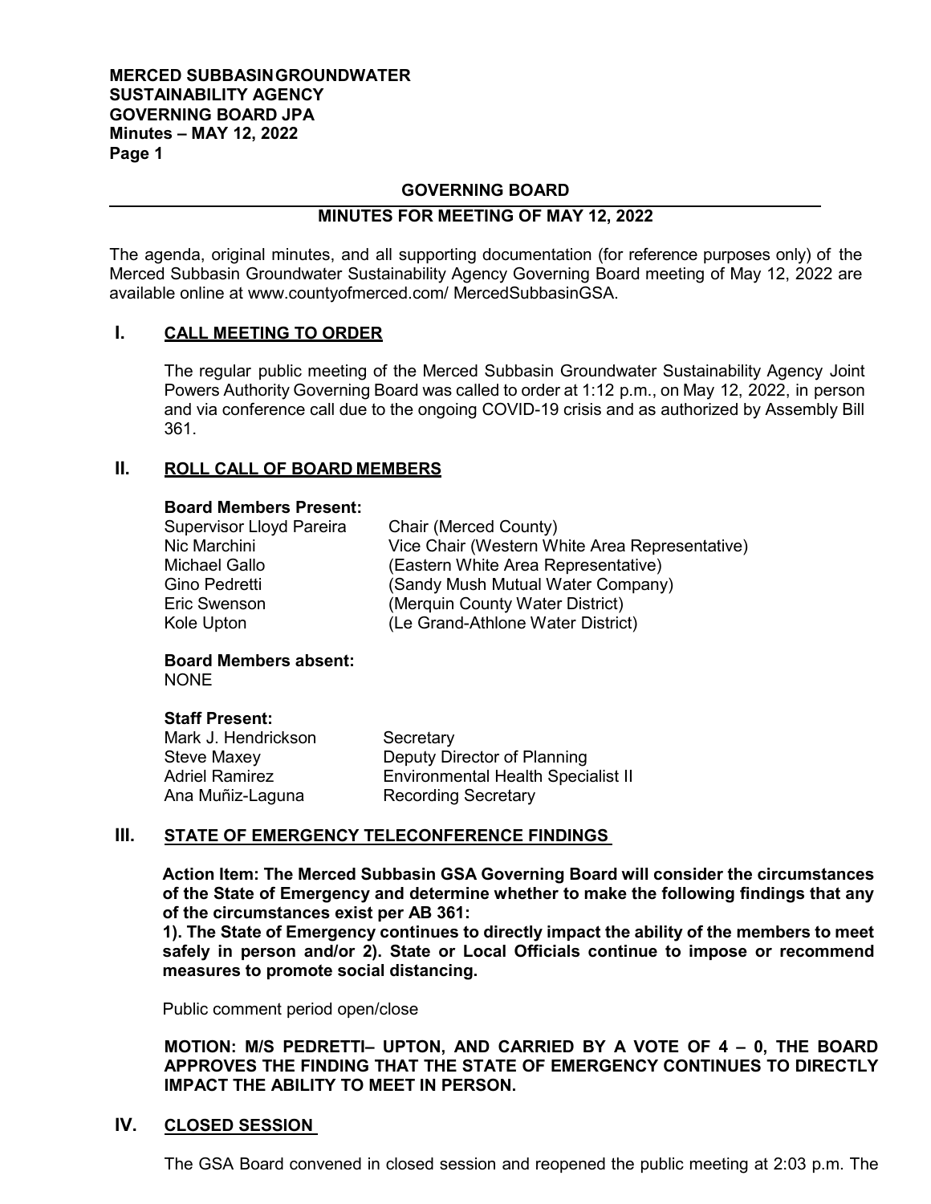# GOVERNING BOARD

## MINUTES FOR MEETING OF MAY 12, 2022

The agenda, original minutes, and all supporting documentation (for reference purposes only) of the Merced Subbasin Groundwater Sustainability Agency Governing Board meeting of May 12, 2022 are available online at www.countyofmerced.com/ MercedSubbasinGSA.

## I. CALL MEETING TO ORDER

The regular public meeting of the Merced Subbasin Groundwater Sustainability Agency Joint Powers Authority Governing Board was called to order at 1:12 p.m., on May 12, 2022, in person and via conference call due to the ongoing COVID-19 crisis and as authorized by Assembly Bill 361.

## II. ROLL CALL OF BOARD MEMBERS

**Board Members Present:**

| | |
|---|---|
| Supervisor Lloyd Pareira | Chair (Merced County) |
| Nic Marchini | Vice Chair (Western White Area Representative) |
| Michael Gallo | (Eastern White Area Representative) |
| Gino Pedretti | (Sandy Mush Mutual Water Company) |
| Eric Swenson | (Merquin County Water District) |
| Kole Upton | (Le Grand-Athlone Water District) |

**Board Members absent:**
NONE

**Staff Present:**

| | |
|---|---|
| Mark J. Hendrickson | Secretary |
| Steve Maxey | Deputy Director of Planning |
| Adriel Ramirez | Environmental Health Specialist II |
| Ana Muñiz-Laguna | Recording Secretary |

## III. STATE OF EMERGENCY TELECONFERENCE FINDINGS

**Action Item: The Merced Subbasin GSA Governing Board will consider the circumstances of the State of Emergency and determine whether to make the following findings that any of the circumstances exist per AB 361:**
**1). The State of Emergency continues to directly impact the ability of the members to meet safely in person and/or 2). State or Local Officials continue to impose or recommend measures to promote social distancing.**

Public comment period open/close

**MOTION: M/S PEDRETTI– UPTON, AND CARRIED BY A VOTE OF 4 – 0, THE BOARD APPROVES THE FINDING THAT THE STATE OF EMERGENCY CONTINUES TO DIRECTLY IMPACT THE ABILITY TO MEET IN PERSON.**

## IV. CLOSED SESSION

The GSA Board convened in closed session and reopened the public meeting at 2:03 p.m. The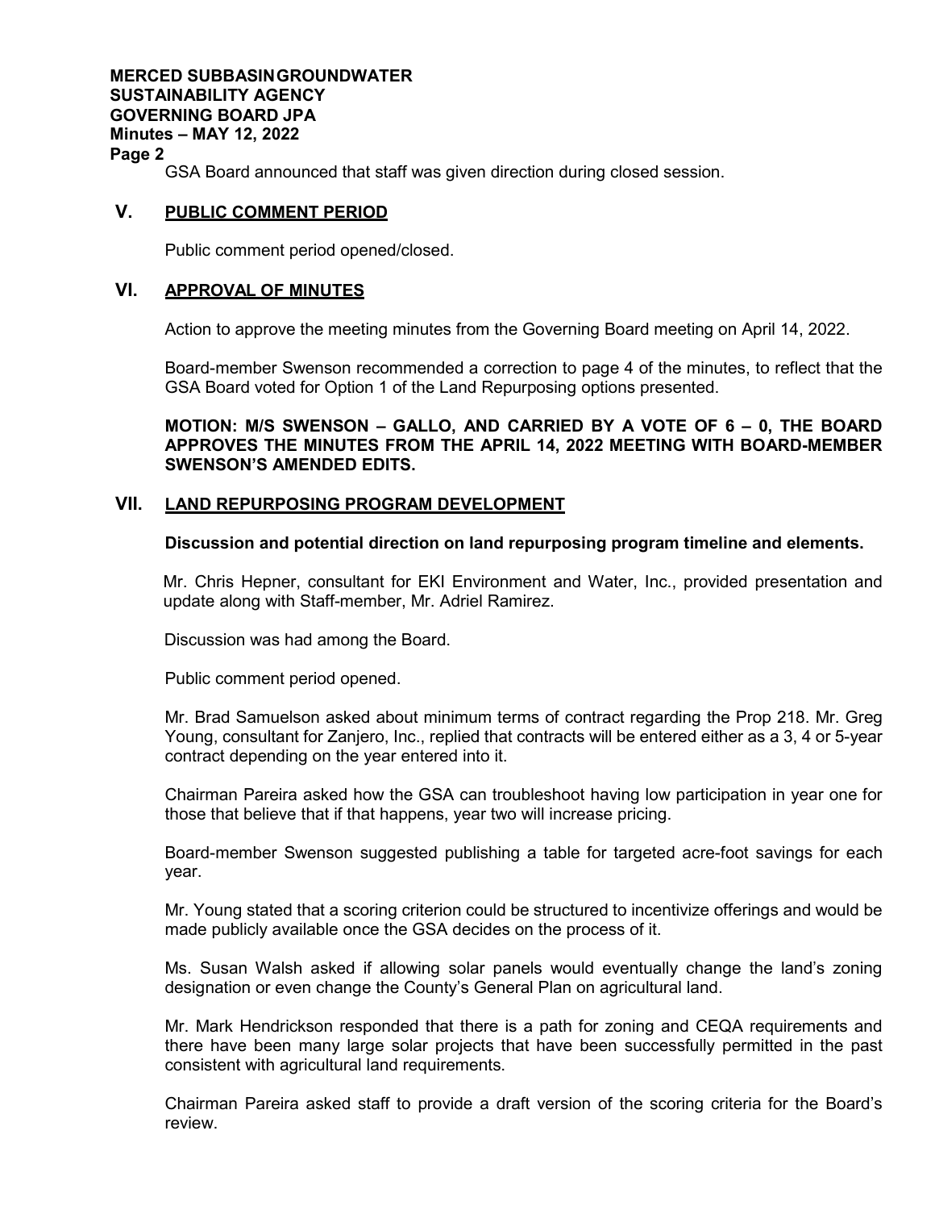GSA Board announced that staff was given direction during closed session.

## V. PUBLIC COMMENT PERIOD

Public comment period opened/closed.

## VI. APPROVAL OF MINUTES

Action to approve the meeting minutes from the Governing Board meeting on April 14, 2022.

Board-member Swenson recommended a correction to page 4 of the minutes, to reflect that the GSA Board voted for Option 1 of the Land Repurposing options presented.

**MOTION: M/S SWENSON – GALLO, AND CARRIED BY A VOTE OF 6 – 0, THE BOARD APPROVES THE MINUTES FROM THE APRIL 14, 2022 MEETING WITH BOARD-MEMBER SWENSON'S AMENDED EDITS.**

## VII. LAND REPURPOSING PROGRAM DEVELOPMENT

**Discussion and potential direction on land repurposing program timeline and elements.**

Mr. Chris Hepner, consultant for EKI Environment and Water, Inc., provided presentation and update along with Staff-member, Mr. Adriel Ramirez.

Discussion was had among the Board.

Public comment period opened.

Mr. Brad Samuelson asked about minimum terms of contract regarding the Prop 218. Mr. Greg Young, consultant for Zanjero, Inc., replied that contracts will be entered either as a 3, 4 or 5-year contract depending on the year entered into it.

Chairman Pareira asked how the GSA can troubleshoot having low participation in year one for those that believe that if that happens, year two will increase pricing.

Board-member Swenson suggested publishing a table for targeted acre-foot savings for each year.

Mr. Young stated that a scoring criterion could be structured to incentivize offerings and would be made publicly available once the GSA decides on the process of it.

Ms. Susan Walsh asked if allowing solar panels would eventually change the land's zoning designation or even change the County's General Plan on agricultural land.

Mr. Mark Hendrickson responded that there is a path for zoning and CEQA requirements and there have been many large solar projects that have been successfully permitted in the past consistent with agricultural land requirements.

Chairman Pareira asked staff to provide a draft version of the scoring criteria for the Board's review.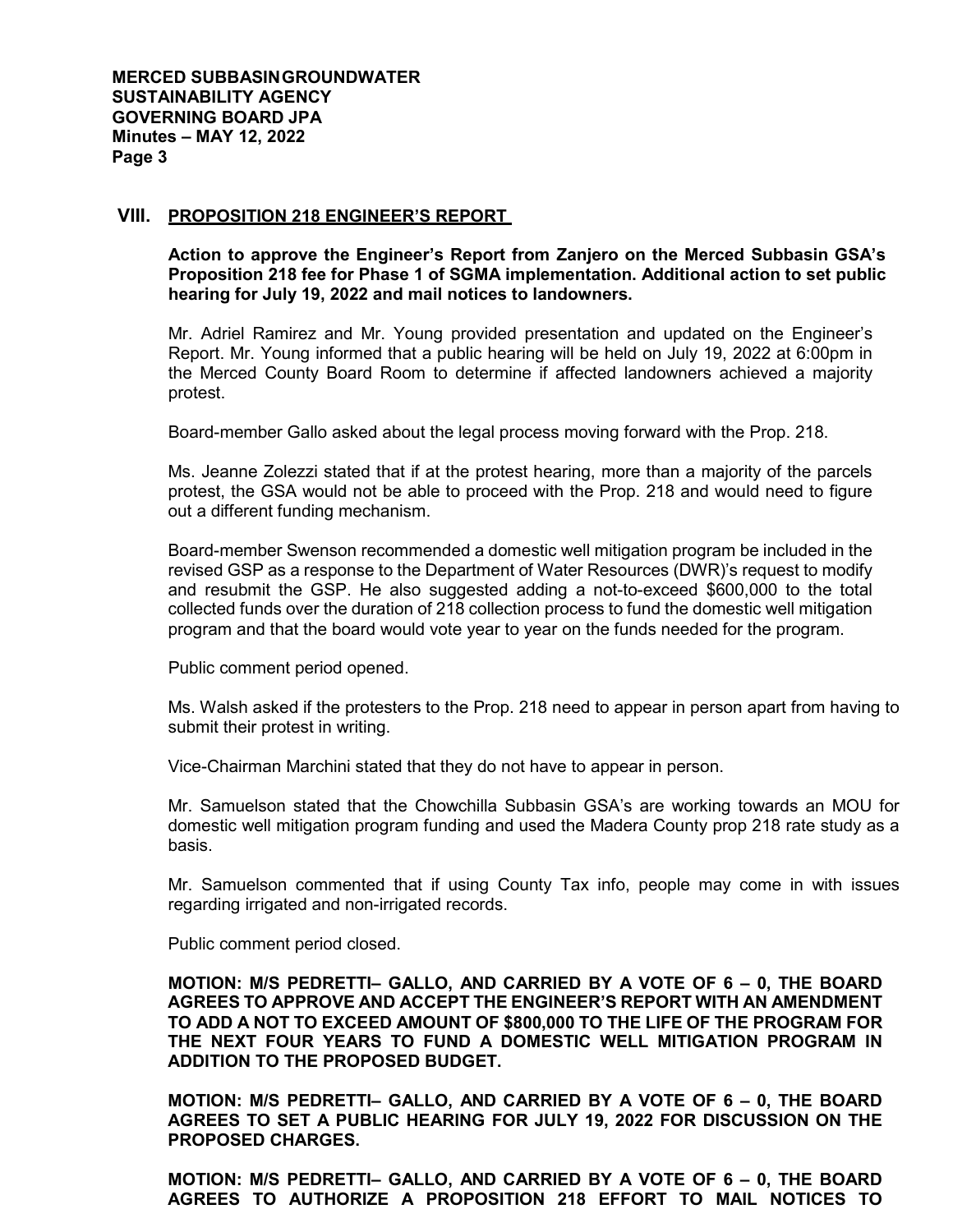## VIII. PROPOSITION 218 ENGINEER'S REPORT

**Action to approve the Engineer's Report from Zanjero on the Merced Subbasin GSA's Proposition 218 fee for Phase 1 of SGMA implementation. Additional action to set public hearing for July 19, 2022 and mail notices to landowners.**

Mr. Adriel Ramirez and Mr. Young provided presentation and updated on the Engineer's Report. Mr. Young informed that a public hearing will be held on July 19, 2022 at 6:00pm in the Merced County Board Room to determine if affected landowners achieved a majority protest.

Board-member Gallo asked about the legal process moving forward with the Prop. 218.

Ms. Jeanne Zolezzi stated that if at the protest hearing, more than a majority of the parcels protest, the GSA would not be able to proceed with the Prop. 218 and would need to figure out a different funding mechanism.

Board-member Swenson recommended a domestic well mitigation program be included in the revised GSP as a response to the Department of Water Resources (DWR)'s request to modify and resubmit the GSP. He also suggested adding a not-to-exceed $600,000 to the total collected funds over the duration of 218 collection process to fund the domestic well mitigation program and that the board would vote year to year on the funds needed for the program.

Public comment period opened.

Ms. Walsh asked if the protesters to the Prop. 218 need to appear in person apart from having to submit their protest in writing.

Vice-Chairman Marchini stated that they do not have to appear in person.

Mr. Samuelson stated that the Chowchilla Subbasin GSA's are working towards an MOU for domestic well mitigation program funding and used the Madera County prop 218 rate study as a basis.

Mr. Samuelson commented that if using County Tax info, people may come in with issues regarding irrigated and non-irrigated records.

Public comment period closed.

**MOTION: M/S PEDRETTI– GALLO, AND CARRIED BY A VOTE OF 6 – 0, THE BOARD AGREES TO APPROVE AND ACCEPT THE ENGINEER'S REPORT WITH AN AMENDMENT TO ADD A NOT TO EXCEED AMOUNT OF $800,000 TO THE LIFE OF THE PROGRAM FOR THE NEXT FOUR YEARS TO FUND A DOMESTIC WELL MITIGATION PROGRAM IN ADDITION TO THE PROPOSED BUDGET.**

**MOTION: M/S PEDRETTI– GALLO, AND CARRIED BY A VOTE OF 6 – 0, THE BOARD AGREES TO SET A PUBLIC HEARING FOR JULY 19, 2022 FOR DISCUSSION ON THE PROPOSED CHARGES.**

**MOTION: M/S PEDRETTI– GALLO, AND CARRIED BY A VOTE OF 6 – 0, THE BOARD AGREES TO AUTHORIZE A PROPOSITION 218 EFFORT TO MAIL NOTICES TO**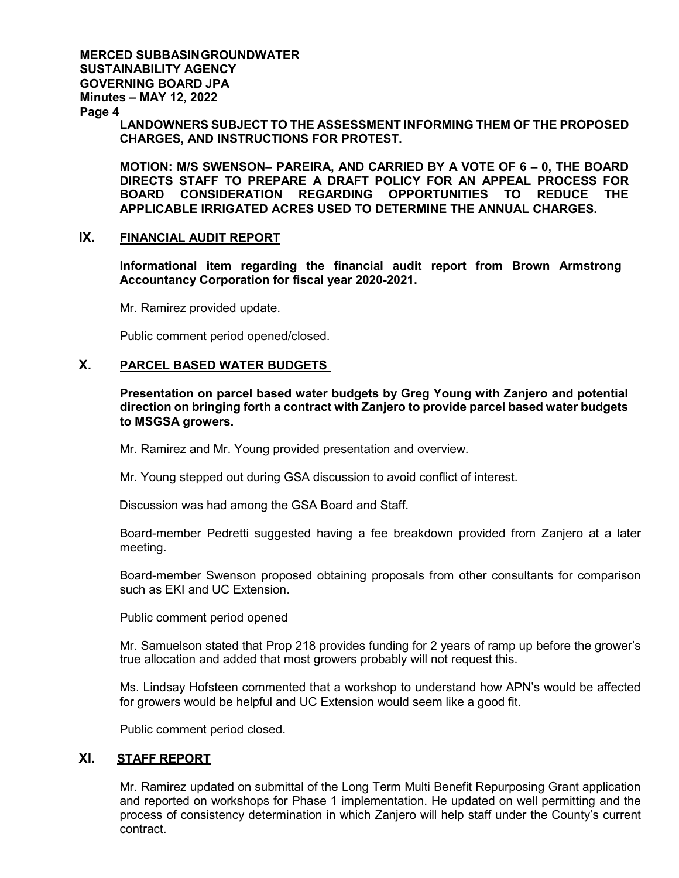**LANDOWNERS SUBJECT TO THE ASSESSMENT INFORMING THEM OF THE PROPOSED CHARGES, AND INSTRUCTIONS FOR PROTEST.**

**MOTION: M/S SWENSON– PAREIRA, AND CARRIED BY A VOTE OF 6 – 0, THE BOARD DIRECTS STAFF TO PREPARE A DRAFT POLICY FOR AN APPEAL PROCESS FOR BOARD CONSIDERATION REGARDING OPPORTUNITIES TO REDUCE THE APPLICABLE IRRIGATED ACRES USED TO DETERMINE THE ANNUAL CHARGES.**

## IX. FINANCIAL AUDIT REPORT

**Informational item regarding the financial audit report from Brown Armstrong Accountancy Corporation for fiscal year 2020-2021.**

Mr. Ramirez provided update.

Public comment period opened/closed.

## X. PARCEL BASED WATER BUDGETS

**Presentation on parcel based water budgets by Greg Young with Zanjero and potential direction on bringing forth a contract with Zanjero to provide parcel based water budgets to MSGSA growers.**

Mr. Ramirez and Mr. Young provided presentation and overview.

Mr. Young stepped out during GSA discussion to avoid conflict of interest.

Discussion was had among the GSA Board and Staff.

Board-member Pedretti suggested having a fee breakdown provided from Zanjero at a later meeting.

Board-member Swenson proposed obtaining proposals from other consultants for comparison such as EKI and UC Extension.

Public comment period opened

Mr. Samuelson stated that Prop 218 provides funding for 2 years of ramp up before the grower's true allocation and added that most growers probably will not request this.

Ms. Lindsay Hofsteen commented that a workshop to understand how APN's would be affected for growers would be helpful and UC Extension would seem like a good fit.

Public comment period closed.

## XI. STAFF REPORT

Mr. Ramirez updated on submittal of the Long Term Multi Benefit Repurposing Grant application and reported on workshops for Phase 1 implementation. He updated on well permitting and the process of consistency determination in which Zanjero will help staff under the County's current contract.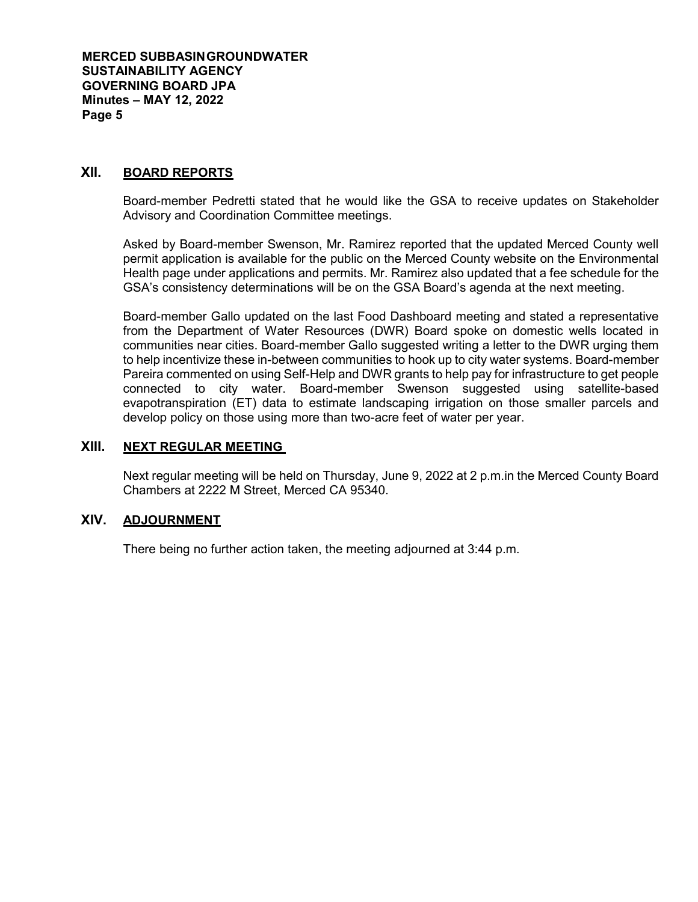## XII. BOARD REPORTS

Board-member Pedretti stated that he would like the GSA to receive updates on Stakeholder Advisory and Coordination Committee meetings.

Asked by Board-member Swenson, Mr. Ramirez reported that the updated Merced County well permit application is available for the public on the Merced County website on the Environmental Health page under applications and permits. Mr. Ramirez also updated that a fee schedule for the GSA's consistency determinations will be on the GSA Board's agenda at the next meeting.

Board-member Gallo updated on the last Food Dashboard meeting and stated a representative from the Department of Water Resources (DWR) Board spoke on domestic wells located in communities near cities. Board-member Gallo suggested writing a letter to the DWR urging them to help incentivize these in-between communities to hook up to city water systems. Board-member Pareira commented on using Self-Help and DWR grants to help pay for infrastructure to get people connected to city water. Board-member Swenson suggested using satellite-based evapotranspiration (ET) data to estimate landscaping irrigation on those smaller parcels and develop policy on those using more than two-acre feet of water per year.

## XIII. NEXT REGULAR MEETING

Next regular meeting will be held on Thursday, June 9, 2022 at 2 p.m.in the Merced County Board Chambers at 2222 M Street, Merced CA 95340.

## XIV. ADJOURNMENT

There being no further action taken, the meeting adjourned at 3:44 p.m.